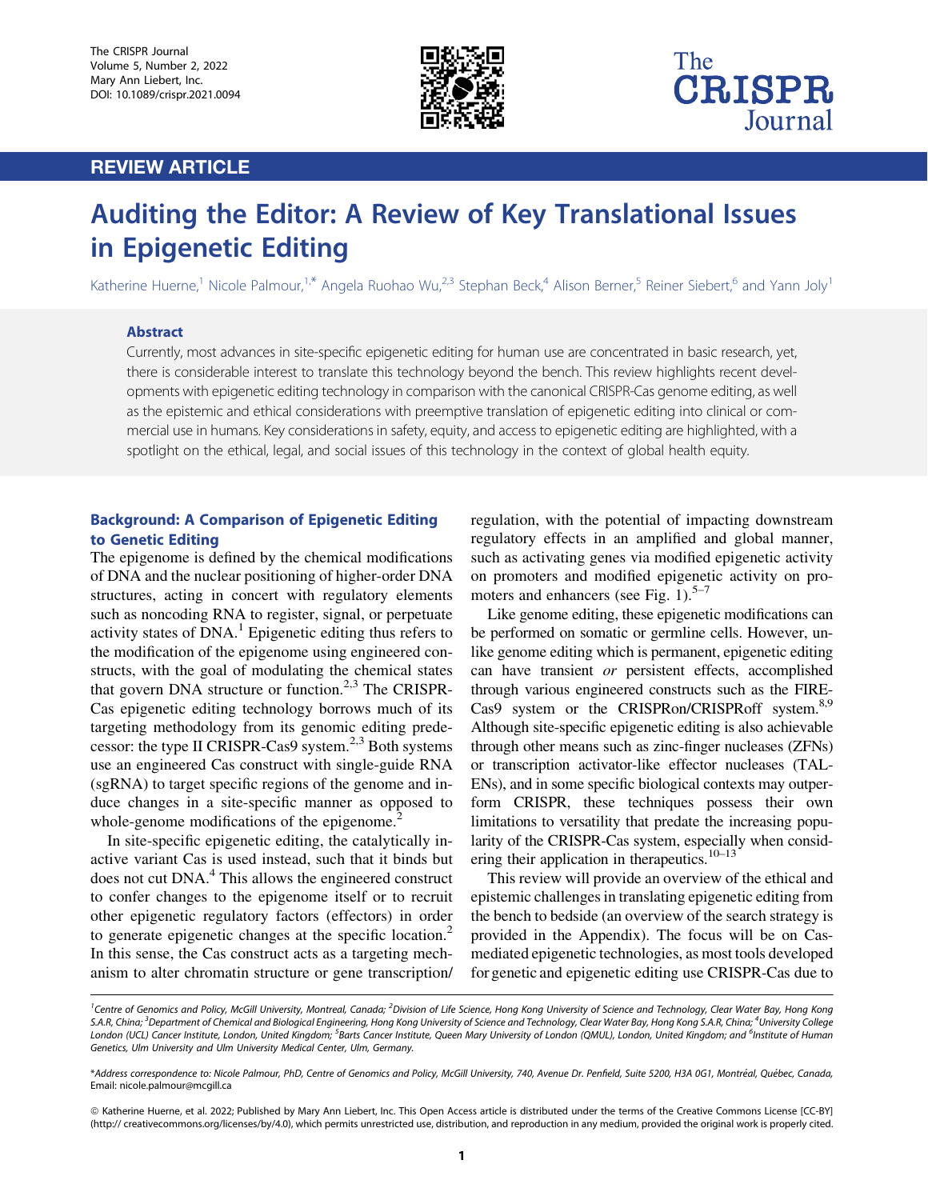REVIEW ARTICLE

# Auditing the Editor: A Review of Key Translational Issues in Epigenetic Editing

Katherine Huerne,[1] Nicole Palmour,[1,*] Angela Ruohao Wu,[2,3] Stephan Beck,[4] Alison Berner,[5] Reiner Siebert,[6] and Yann Joly[1]

## Abstract

Currently, most advances in site-specific epigenetic editing for human use are concentrated in basic research, yet, there is considerable interest to translate this technology beyond the bench. This review highlights recent developments with epigenetic editing technology in comparison with the canonical CRISPR-Cas genome editing, as well as the epistemic and ethical considerations with preemptive translation of epigenetic editing into clinical or commercial use in humans. Key considerations in safety, equity, and access to epigenetic editing are highlighted, with a spotlight on the ethical, legal, and social issues of this technology in the context of global health equity.

## Background: A Comparison of Epigenetic Editing to Genetic Editing

The epigenome is defined by the chemical modifications of DNA and the nuclear positioning of higher-order DNA structures, acting in concert with regulatory elements such as noncoding RNA to register, signal, or perpetuate activity states of DNA.[1] Epigenetic editing thus refers to the modification of the epigenome using engineered constructs, with the goal of modulating the chemical states that govern DNA structure or function.[2,3] The CRISPR-Cas epigenetic editing technology borrows much of its targeting methodology from its genomic editing predecessor: the type II CRISPR-Cas9 system.[2,3] Both systems use an engineered Cas construct with single-guide RNA (sgRNA) to target specific regions of the genome and induce changes in a site-specific manner as opposed to whole-genome modifications of the epigenome.[2]

In site-specific epigenetic editing, the catalytically inactive variant Cas is used instead, such that it binds but does not cut DNA.[4] This allows the engineered construct to confer changes to the epigenome itself or to recruit other epigenetic regulatory factors (effectors) in order to generate epigenetic changes at the specific location.[2] In this sense, the Cas construct acts as a targeting mechanism to alter chromatin structure or gene transcription/regulation, with the potential of impacting downstream regulatory effects in an amplified and global manner, such as activating genes via modified epigenetic activity on promoters and modified epigenetic activity on promoters and enhancers (see Fig. 1).[5–7]

Like genome editing, these epigenetic modifications can be performed on somatic or germline cells. However, unlike genome editing which is permanent, epigenetic editing can have transient *or* persistent effects, accomplished through various engineered constructs such as the FIRE-Cas9 system or the CRISPRon/CRISPRoff system.[8,9] Although site-specific epigenetic editing is also achievable through other means such as zinc-finger nucleases (ZFNs) or transcription activator-like effector nucleases (TALENs), and in some specific biological contexts may outperform CRISPR, these techniques possess their own limitations to versatility that predate the increasing popularity of the CRISPR-Cas system, especially when considering their application in therapeutics.[10–13]

This review will provide an overview of the ethical and epistemic challenges in translating epigenetic editing from the bench to bedside (an overview of the search strategy is provided in the Appendix). The focus will be on Cas-mediated epigenetic technologies, as most tools developed for genetic and epigenetic editing use CRISPR-Cas due to

---

[1]Centre of Genomics and Policy, McGill University, Montreal, Canada; [2]Division of Life Science, Hong Kong University of Science and Technology, Clear Water Bay, Hong Kong S.A.R, China; [3]Department of Chemical and Biological Engineering, Hong Kong University of Science and Technology, Clear Water Bay, Hong Kong S.A.R, China; [4]University College London (UCL) Cancer Institute, London, United Kingdom; [5]Barts Cancer Institute, Queen Mary University of London (QMUL), London, United Kingdom; and [6]Institute of Human Genetics, Ulm University and Ulm University Medical Center, Ulm, Germany.

*Address correspondence to: Nicole Palmour, PhD, Centre of Genomics and Policy, McGill University, 740, Avenue Dr. Penfield, Suite 5200, H3A 0G1, Montréal, Québec, Canada, Email: nicole.palmour@mcgill.ca

© Katherine Huerne, et al. 2022; Published by Mary Ann Liebert, Inc. This Open Access article is distributed under the terms of the Creative Commons License [CC-BY] (http:// creativecommons.org/licenses/by/4.0), which permits unrestricted use, distribution, and reproduction in any medium, provided the original work is properly cited.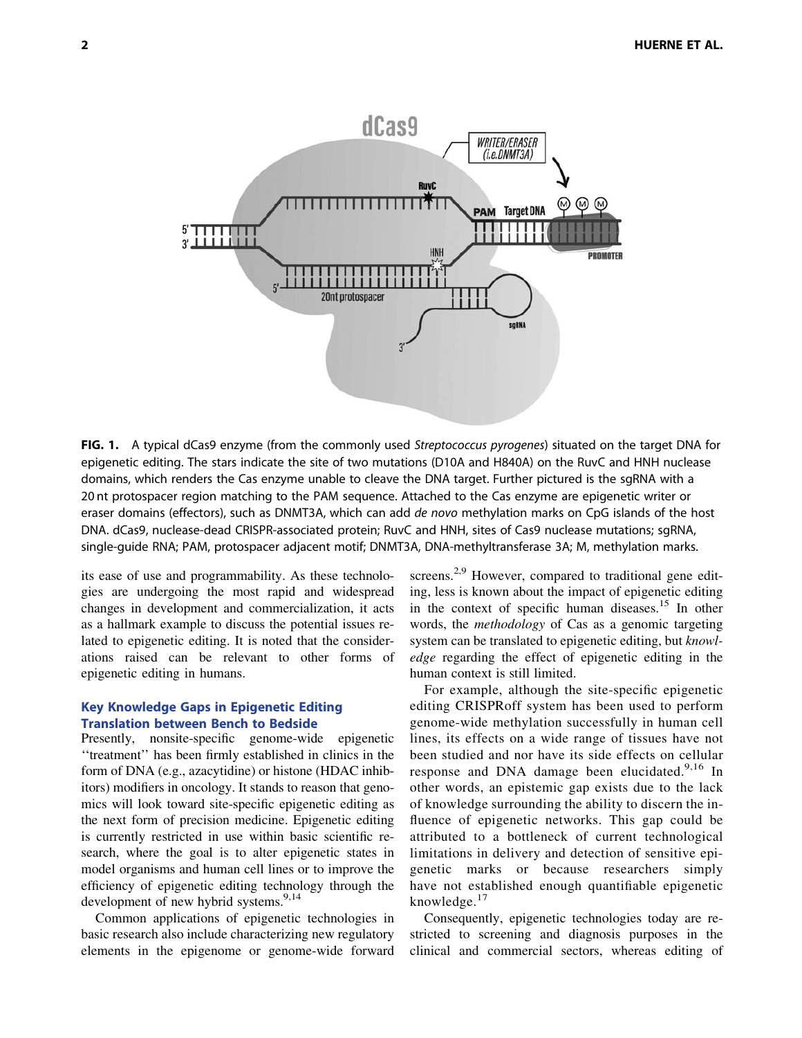dCas9

WRITER/ERASER (i.e.DNMT3A)

RuvC

PAM Target DNA

5'
3'

HNH

5'

20nt protospacer

sgRNA

3'

PROMOTER

**FIG. 1.** A typical dCas9 enzyme (from the commonly used *Streptococcus pyrogenes*) situated on the target DNA for epigenetic editing. The stars indicate the site of two mutations (D10A and H840A) on the RuvC and HNH nuclease domains, which renders the Cas enzyme unable to cleave the DNA target. Further pictured is the sgRNA with a 20 nt protospacer region matching to the PAM sequence. Attached to the Cas enzyme are epigenetic writer or eraser domains (effectors), such as DNMT3A, which can add *de novo* methylation marks on CpG islands of the host DNA. dCas9, nuclease-dead CRISPR-associated protein; RuvC and HNH, sites of Cas9 nuclease mutations; sgRNA, single-guide RNA; PAM, protospacer adjacent motif; DNMT3A, DNA-methyltransferase 3A; M, methylation marks.

its ease of use and programmability. As these technologies are undergoing the most rapid and widespread changes in development and commercialization, it acts as a hallmark example to discuss the potential issues related to epigenetic editing. It is noted that the considerations raised can be relevant to other forms of epigenetic editing in humans.

## Key Knowledge Gaps in Epigenetic Editing Translation between Bench to Bedside

Presently, nonsite-specific genome-wide epigenetic ''treatment'' has been firmly established in clinics in the form of DNA (e.g., azacytidine) or histone (HDAC inhibitors) modifiers in oncology. It stands to reason that genomics will look toward site-specific epigenetic editing as the next form of precision medicine. Epigenetic editing is currently restricted in use within basic scientific research, where the goal is to alter epigenetic states in model organisms and human cell lines or to improve the efficiency of epigenetic editing technology through the development of new hybrid systems.[9,14]

Common applications of epigenetic technologies in basic research also include characterizing new regulatory elements in the epigenome or genome-wide forward screens.[2,9] However, compared to traditional gene editing, less is known about the impact of epigenetic editing in the context of specific human diseases.[15] In other words, the *methodology* of Cas as a genomic targeting system can be translated to epigenetic editing, but *knowledge* regarding the effect of epigenetic editing in the human context is still limited.

For example, although the site-specific epigenetic editing CRISPRoff system has been used to perform genome-wide methylation successfully in human cell lines, its effects on a wide range of tissues have not been studied and nor have its side effects on cellular response and DNA damage been elucidated.[9,16] In other words, an epistemic gap exists due to the lack of knowledge surrounding the ability to discern the influence of epigenetic networks. This gap could be attributed to a bottleneck of current technological limitations in delivery and detection of sensitive epigenetic marks or because researchers simply have not established enough quantifiable epigenetic knowledge.[17]

Consequently, epigenetic technologies today are restricted to screening and diagnosis purposes in the clinical and commercial sectors, whereas editing of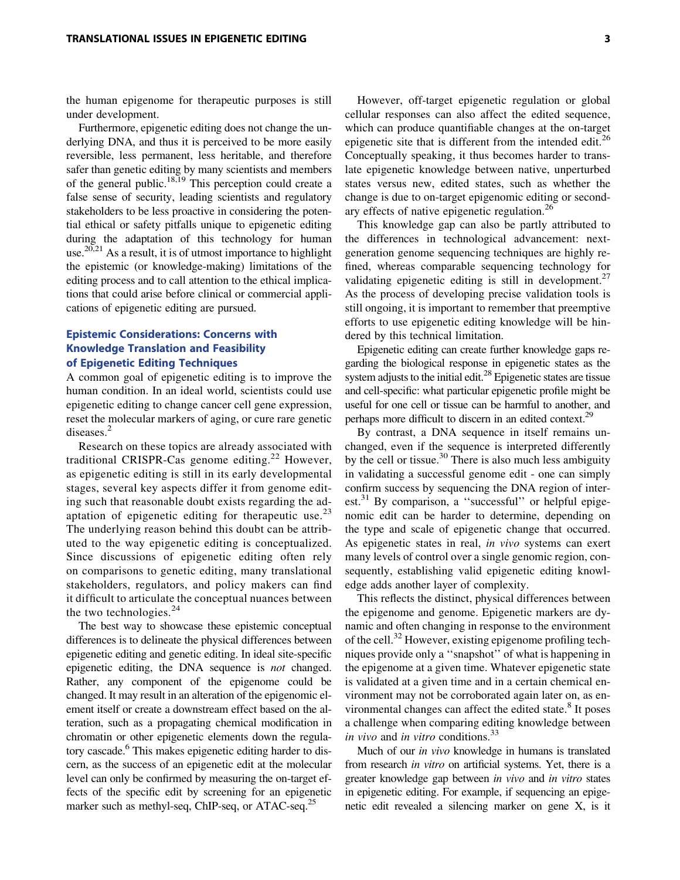the human epigenome for therapeutic purposes is still under development.

Furthermore, epigenetic editing does not change the underlying DNA, and thus it is perceived to be more easily reversible, less permanent, less heritable, and therefore safer than genetic editing by many scientists and members of the general public.[18,19] This perception could create a false sense of security, leading scientists and regulatory stakeholders to be less proactive in considering the potential ethical or safety pitfalls unique to epigenetic editing during the adaptation of this technology for human use.[20,21] As a result, it is of utmost importance to highlight the epistemic (or knowledge-making) limitations of the editing process and to call attention to the ethical implications that could arise before clinical or commercial applications of epigenetic editing are pursued.

## Epistemic Considerations: Concerns with Knowledge Translation and Feasibility of Epigenetic Editing Techniques

A common goal of epigenetic editing is to improve the human condition. In an ideal world, scientists could use epigenetic editing to change cancer cell gene expression, reset the molecular markers of aging, or cure rare genetic diseases.[2]

Research on these topics are already associated with traditional CRISPR-Cas genome editing.[22] However, as epigenetic editing is still in its early developmental stages, several key aspects differ it from genome editing such that reasonable doubt exists regarding the adaptation of epigenetic editing for therapeutic use.[23] The underlying reason behind this doubt can be attributed to the way epigenetic editing is conceptualized. Since discussions of epigenetic editing often rely on comparisons to genetic editing, many translational stakeholders, regulators, and policy makers can find it difficult to articulate the conceptual nuances between the two technologies.[24]

The best way to showcase these epistemic conceptual differences is to delineate the physical differences between epigenetic editing and genetic editing. In ideal site-specific epigenetic editing, the DNA sequence is *not* changed. Rather, any component of the epigenome could be changed. It may result in an alteration of the epigenomic element itself or create a downstream effect based on the alteration, such as a propagating chemical modification in chromatin or other epigenetic elements down the regulatory cascade.[6] This makes epigenetic editing harder to discern, as the success of an epigenetic edit at the molecular level can only be confirmed by measuring the on-target effects of the specific edit by screening for an epigenetic marker such as methyl-seq, ChIP-seq, or ATAC-seq.[25]

However, off-target epigenetic regulation or global cellular responses can also affect the edited sequence, which can produce quantifiable changes at the on-target epigenetic site that is different from the intended edit.[26] Conceptually speaking, it thus becomes harder to translate epigenetic knowledge between native, unperturbed states versus new, edited states, such as whether the change is due to on-target epigenomic editing or secondary effects of native epigenetic regulation.[26]

This knowledge gap can also be partly attributed to the differences in technological advancement: next-generation genome sequencing techniques are highly refined, whereas comparable sequencing technology for validating epigenetic editing is still in development.[27] As the process of developing precise validation tools is still ongoing, it is important to remember that preemptive efforts to use epigenetic editing knowledge will be hindered by this technical limitation.

Epigenetic editing can create further knowledge gaps regarding the biological response in epigenetic states as the system adjusts to the initial edit.[28] Epigenetic states are tissue and cell-specific: what particular epigenetic profile might be useful for one cell or tissue can be harmful to another, and perhaps more difficult to discern in an edited context.[29]

By contrast, a DNA sequence in itself remains unchanged, even if the sequence is interpreted differently by the cell or tissue.[30] There is also much less ambiguity in validating a successful genome edit - one can simply confirm success by sequencing the DNA region of interest.[31] By comparison, a ''successful'' or helpful epigenomic edit can be harder to determine, depending on the type and scale of epigenetic change that occurred. As epigenetic states in real, *in vivo* systems can exert many levels of control over a single genomic region, consequently, establishing valid epigenetic editing knowledge adds another layer of complexity.

This reflects the distinct, physical differences between the epigenome and genome. Epigenetic markers are dynamic and often changing in response to the environment of the cell.[32] However, existing epigenome profiling techniques provide only a ''snapshot'' of what is happening in the epigenome at a given time. Whatever epigenetic state is validated at a given time and in a certain chemical environment may not be corroborated again later on, as environmental changes can affect the edited state.[8] It poses a challenge when comparing editing knowledge between *in vivo* and *in vitro* conditions.[33]

Much of our *in vivo* knowledge in humans is translated from research *in vitro* on artificial systems. Yet, there is a greater knowledge gap between *in vivo* and *in vitro* states in epigenetic editing. For example, if sequencing an epigenetic edit revealed a silencing marker on gene X, is it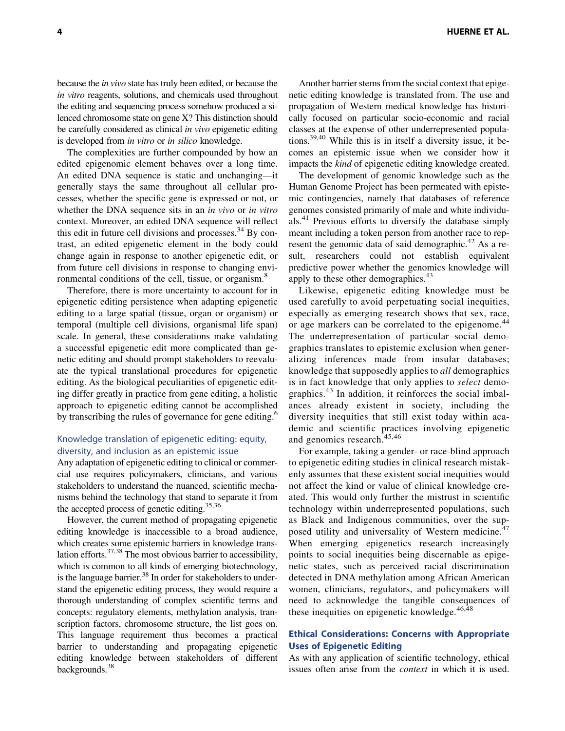because the *in vivo* state has truly been edited, or because the *in vitro* reagents, solutions, and chemicals used throughout the editing and sequencing process somehow produced a silenced chromosome state on gene X? This distinction should be carefully considered as clinical *in vivo* epigenetic editing is developed from *in vitro* or *in silico* knowledge.

The complexities are further compounded by how an edited epigenomic element behaves over a long time. An edited DNA sequence is static and unchanging—it generally stays the same throughout all cellular processes, whether the specific gene is expressed or not, or whether the DNA sequence sits in an *in vivo* or *in vitro* context. Moreover, an edited DNA sequence will reflect this edit in future cell divisions and processes.[34] By contrast, an edited epigenetic element in the body could change again in response to another epigenetic edit, or from future cell divisions in response to changing environmental conditions of the cell, tissue, or organism.[8]

Therefore, there is more uncertainty to account for in epigenetic editing persistence when adapting epigenetic editing to a large spatial (tissue, organ or organism) or temporal (multiple cell divisions, organismal life span) scale. In general, these considerations make validating a successful epigenetic edit more complicated than genetic editing and should prompt stakeholders to reevaluate the typical translational procedures for epigenetic editing. As the biological peculiarities of epigenetic editing differ greatly in practice from gene editing, a holistic approach to epigenetic editing cannot be accomplished by transcribing the rules of governance for gene editing.[6]

### Knowledge translation of epigenetic editing: equity, diversity, and inclusion as an epistemic issue

Any adaptation of epigenetic editing to clinical or commercial use requires policymakers, clinicians, and various stakeholders to understand the nuanced, scientific mechanisms behind the technology that stand to separate it from the accepted process of genetic editing.[35,36]

However, the current method of propagating epigenetic editing knowledge is inaccessible to a broad audience, which creates some epistemic barriers in knowledge translation efforts.[37,38] The most obvious barrier to accessibility, which is common to all kinds of emerging biotechnology, is the language barrier.[38] In order for stakeholders to understand the epigenetic editing process, they would require a thorough understanding of complex scientific terms and concepts: regulatory elements, methylation analysis, transcription factors, chromosome structure, the list goes on. This language requirement thus becomes a practical barrier to understanding and propagating epigenetic editing knowledge between stakeholders of different backgrounds.[38]

Another barrier stems from the social context that epigenetic editing knowledge is translated from. The use and propagation of Western medical knowledge has historically focused on particular socio-economic and racial classes at the expense of other underrepresented populations.[39,40] While this is in itself a diversity issue, it becomes an epistemic issue when we consider how it impacts the *kind* of epigenetic editing knowledge created.

The development of genomic knowledge such as the Human Genome Project has been permeated with epistemic contingencies, namely that databases of reference genomes consisted primarily of male and white individuals.[41] Previous efforts to diversify the database simply meant including a token person from another race to represent the genomic data of said demographic.[42] As a result, researchers could not establish equivalent predictive power whether the genomics knowledge will apply to these other demographics.[43]

Likewise, epigenetic editing knowledge must be used carefully to avoid perpetuating social inequities, especially as emerging research shows that sex, race, or age markers can be correlated to the epigenome.[44] The underrepresentation of particular social demographics translates to epistemic exclusion when generalizing inferences made from insular databases; knowledge that supposedly applies to *all* demographics is in fact knowledge that only applies to *select* demographics.[43] In addition, it reinforces the social imbalances already existent in society, including the diversity inequities that still exist today within academic and scientific practices involving epigenetic and genomics research.[45,46]

For example, taking a gender- or race-blind approach to epigenetic editing studies in clinical research mistakenly assumes that these existent social inequities would not affect the kind or value of clinical knowledge created. This would only further the mistrust in scientific technology within underrepresented populations, such as Black and Indigenous communities, over the supposed utility and universality of Western medicine.[47] When emerging epigenetics research increasingly points to social inequities being discernable as epigenetic states, such as perceived racial discrimination detected in DNA methylation among African American women, clinicians, regulators, and policymakers will need to acknowledge the tangible consequences of these inequities on epigenetic knowledge.[46,48]

## Ethical Considerations: Concerns with Appropriate Uses of Epigenetic Editing

As with any application of scientific technology, ethical issues often arise from the *context* in which it is used.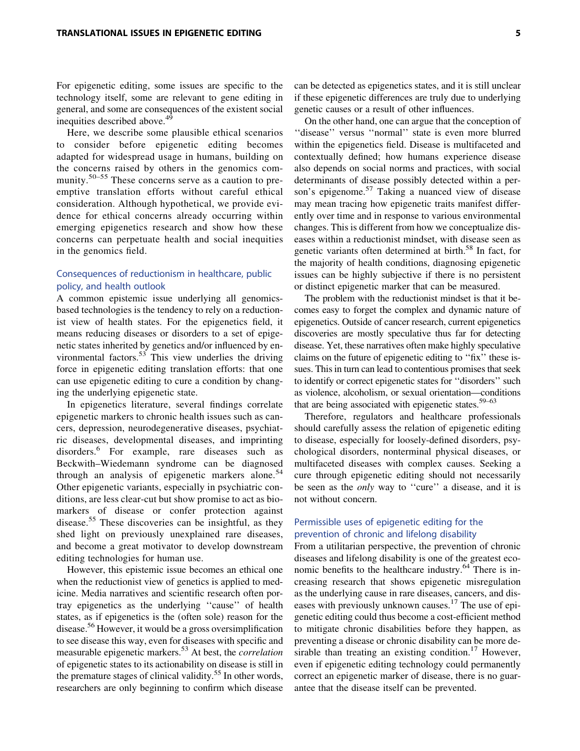For epigenetic editing, some issues are specific to the technology itself, some are relevant to gene editing in general, and some are consequences of the existent social inequities described above.[49]

Here, we describe some plausible ethical scenarios to consider before epigenetic editing becomes adapted for widespread usage in humans, building on the concerns raised by others in the genomics community.[50–55] These concerns serve as a caution to preemptive translation efforts without careful ethical consideration. Although hypothetical, we provide evidence for ethical concerns already occurring within emerging epigenetics research and show how these concerns can perpetuate health and social inequities in the genomics field.

## Consequences of reductionism in healthcare, public policy, and health outlook

A common epistemic issue underlying all genomics-based technologies is the tendency to rely on a reductionist view of health states. For the epigenetics field, it means reducing diseases or disorders to a set of epigenetic states inherited by genetics and/or influenced by environmental factors.[53] This view underlies the driving force in epigenetic editing translation efforts: that one can use epigenetic editing to cure a condition by changing the underlying epigenetic state.

In epigenetics literature, several findings correlate epigenetic markers to chronic health issues such as cancers, depression, neurodegenerative diseases, psychiatric diseases, developmental diseases, and imprinting disorders.[6] For example, rare diseases such as Beckwith–Wiedemann syndrome can be diagnosed through an analysis of epigenetic markers alone.[54] Other epigenetic variants, especially in psychiatric conditions, are less clear-cut but show promise to act as biomarkers of disease or confer protection against disease.[55] These discoveries can be insightful, as they shed light on previously unexplained rare diseases, and become a great motivator to develop downstream editing technologies for human use.

However, this epistemic issue becomes an ethical one when the reductionist view of genetics is applied to medicine. Media narratives and scientific research often portray epigenetics as the underlying ''cause'' of health states, as if epigenetics is the (often sole) reason for the disease.[56] However, it would be a gross oversimplification to see disease this way, even for diseases with specific and measurable epigenetic markers.[53] At best, the *correlation* of epigenetic states to its actionability on disease is still in the premature stages of clinical validity.[55] In other words, researchers are only beginning to confirm which disease can be detected as epigenetics states, and it is still unclear if these epigenetic differences are truly due to underlying genetic causes or a result of other influences.

On the other hand, one can argue that the conception of ''disease'' versus ''normal'' state is even more blurred within the epigenetics field. Disease is multifaceted and contextually defined; how humans experience disease also depends on social norms and practices, with social determinants of disease possibly detected within a person's epigenome.[57] Taking a nuanced view of disease may mean tracing how epigenetic traits manifest differently over time and in response to various environmental changes. This is different from how we conceptualize diseases within a reductionist mindset, with disease seen as genetic variants often determined at birth.[58] In fact, for the majority of health conditions, diagnosing epigenetic issues can be highly subjective if there is no persistent or distinct epigenetic marker that can be measured.

The problem with the reductionist mindset is that it becomes easy to forget the complex and dynamic nature of epigenetics. Outside of cancer research, current epigenetics discoveries are mostly speculative thus far for detecting disease. Yet, these narratives often make highly speculative claims on the future of epigenetic editing to ''fix'' these issues. This in turn can lead to contentious promises that seek to identify or correct epigenetic states for ''disorders'' such as violence, alcoholism, or sexual orientation—conditions that are being associated with epigenetic states.[59–63]

Therefore, regulators and healthcare professionals should carefully assess the relation of epigenetic editing to disease, especially for loosely-defined disorders, psychological disorders, nonterminal physical diseases, or multifaceted diseases with complex causes. Seeking a cure through epigenetic editing should not necessarily be seen as the *only* way to ''cure'' a disease, and it is not without concern.

## Permissible uses of epigenetic editing for the prevention of chronic and lifelong disability

From a utilitarian perspective, the prevention of chronic diseases and lifelong disability is one of the greatest economic benefits to the healthcare industry.[64] There is increasing research that shows epigenetic misregulation as the underlying cause in rare diseases, cancers, and diseases with previously unknown causes.[17] The use of epigenetic editing could thus become a cost-efficient method to mitigate chronic disabilities before they happen, as preventing a disease or chronic disability can be more desirable than treating an existing condition.[17] However, even if epigenetic editing technology could permanently correct an epigenetic marker of disease, there is no guarantee that the disease itself can be prevented.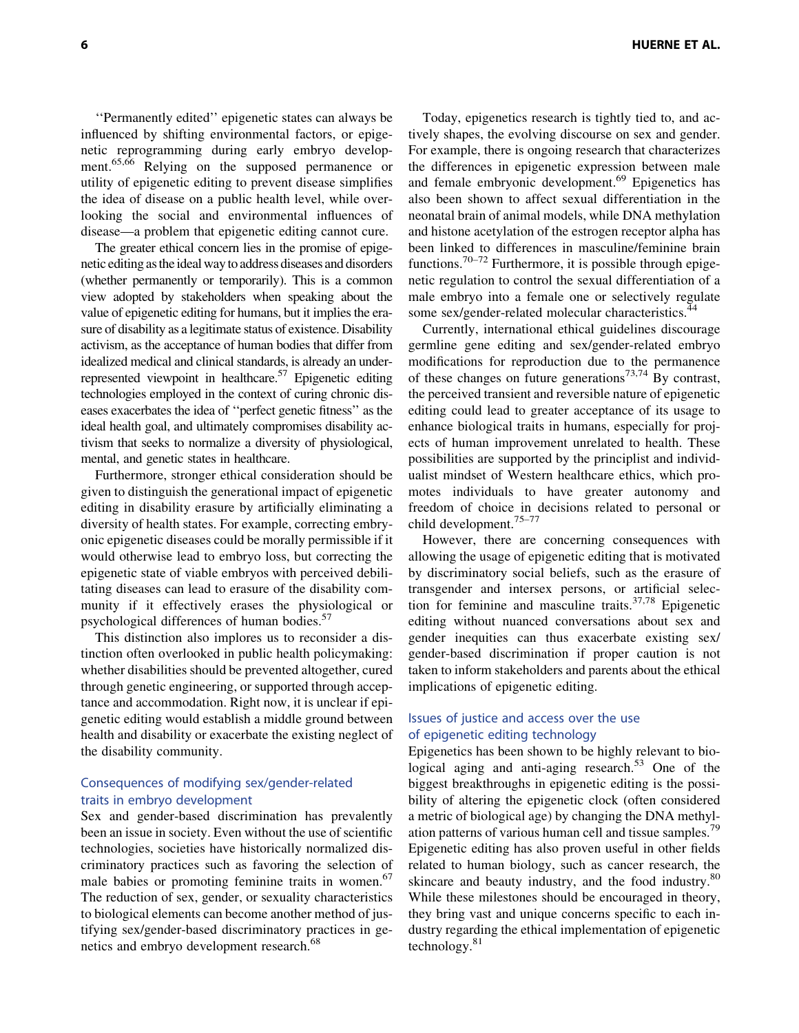''Permanently edited'' epigenetic states can always be influenced by shifting environmental factors, or epigenetic reprogramming during early embryo development.[65,66] Relying on the supposed permanence or utility of epigenetic editing to prevent disease simplifies the idea of disease on a public health level, while overlooking the social and environmental influences of disease—a problem that epigenetic editing cannot cure.

The greater ethical concern lies in the promise of epigenetic editing as the ideal way to address diseases and disorders (whether permanently or temporarily). This is a common view adopted by stakeholders when speaking about the value of epigenetic editing for humans, but it implies the erasure of disability as a legitimate status of existence. Disability activism, as the acceptance of human bodies that differ from idealized medical and clinical standards, is already an underrepresented viewpoint in healthcare.[57] Epigenetic editing technologies employed in the context of curing chronic diseases exacerbates the idea of ''perfect genetic fitness'' as the ideal health goal, and ultimately compromises disability activism that seeks to normalize a diversity of physiological, mental, and genetic states in healthcare.

Furthermore, stronger ethical consideration should be given to distinguish the generational impact of epigenetic editing in disability erasure by artificially eliminating a diversity of health states. For example, correcting embryonic epigenetic diseases could be morally permissible if it would otherwise lead to embryo loss, but correcting the epigenetic state of viable embryos with perceived debilitating diseases can lead to erasure of the disability community if it effectively erases the physiological or psychological differences of human bodies.[57]

This distinction also implores us to reconsider a distinction often overlooked in public health policymaking: whether disabilities should be prevented altogether, cured through genetic engineering, or supported through acceptance and accommodation. Right now, it is unclear if epigenetic editing would establish a middle ground between health and disability or exacerbate the existing neglect of the disability community.

## Consequences of modifying sex/gender-related traits in embryo development

Sex and gender-based discrimination has prevalently been an issue in society. Even without the use of scientific technologies, societies have historically normalized discriminatory practices such as favoring the selection of male babies or promoting feminine traits in women.[67] The reduction of sex, gender, or sexuality characteristics to biological elements can become another method of justifying sex/gender-based discriminatory practices in genetics and embryo development research.[68]

Today, epigenetics research is tightly tied to, and actively shapes, the evolving discourse on sex and gender. For example, there is ongoing research that characterizes the differences in epigenetic expression between male and female embryonic development.[69] Epigenetics has also been shown to affect sexual differentiation in the neonatal brain of animal models, while DNA methylation and histone acetylation of the estrogen receptor alpha has been linked to differences in masculine/feminine brain functions.[70–72] Furthermore, it is possible through epigenetic regulation to control the sexual differentiation of a male embryo into a female one or selectively regulate some sex/gender-related molecular characteristics.[44]

Currently, international ethical guidelines discourage germline gene editing and sex/gender-related embryo modifications for reproduction due to the permanence of these changes on future generations[73,74] By contrast, the perceived transient and reversible nature of epigenetic editing could lead to greater acceptance of its usage to enhance biological traits in humans, especially for projects of human improvement unrelated to health. These possibilities are supported by the principlist and individualist mindset of Western healthcare ethics, which promotes individuals to have greater autonomy and freedom of choice in decisions related to personal or child development.[75–77]

However, there are concerning consequences with allowing the usage of epigenetic editing that is motivated by discriminatory social beliefs, such as the erasure of transgender and intersex persons, or artificial selection for feminine and masculine traits.[37,78] Epigenetic editing without nuanced conversations about sex and gender inequities can thus exacerbate existing sex/gender-based discrimination if proper caution is not taken to inform stakeholders and parents about the ethical implications of epigenetic editing.

## Issues of justice and access over the use of epigenetic editing technology

Epigenetics has been shown to be highly relevant to biological aging and anti-aging research.[53] One of the biggest breakthroughs in epigenetic editing is the possibility of altering the epigenetic clock (often considered a metric of biological age) by changing the DNA methylation patterns of various human cell and tissue samples.[79] Epigenetic editing has also proven useful in other fields related to human biology, such as cancer research, the skincare and beauty industry, and the food industry.[80] While these milestones should be encouraged in theory, they bring vast and unique concerns specific to each industry regarding the ethical implementation of epigenetic technology.[81]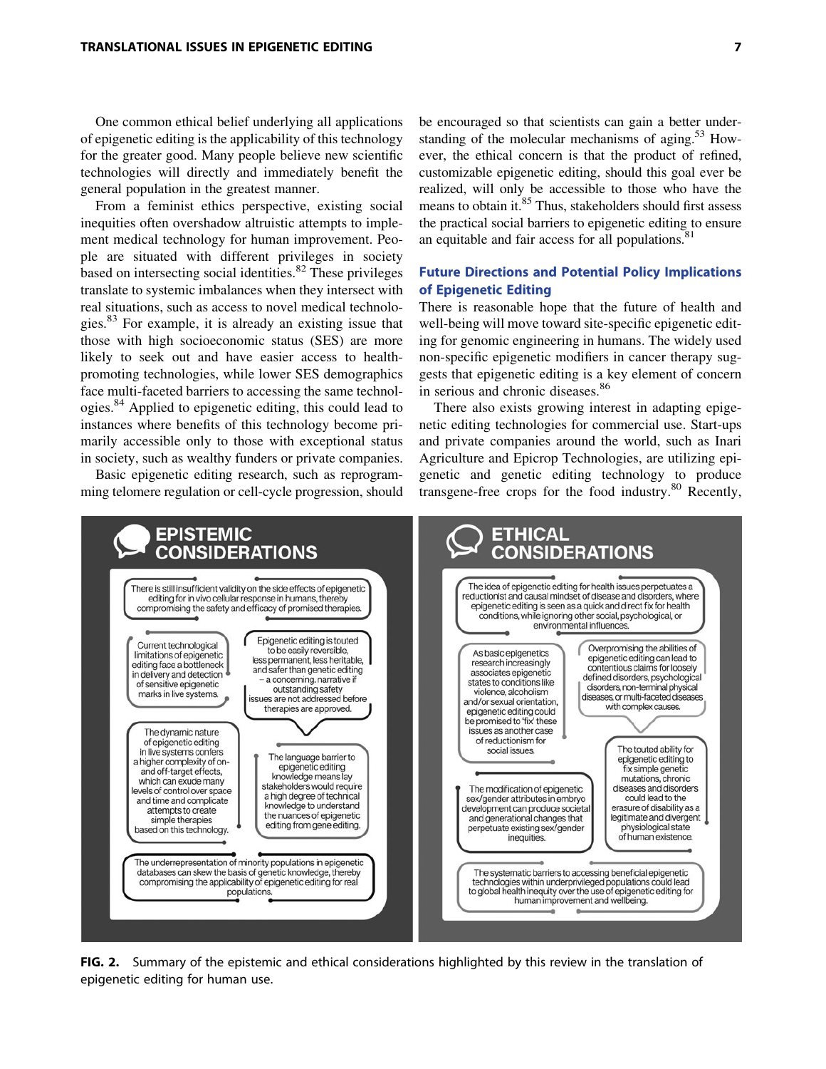One common ethical belief underlying all applications of epigenetic editing is the applicability of this technology for the greater good. Many people believe new scientific technologies will directly and immediately benefit the general population in the greatest manner.

From a feminist ethics perspective, existing social inequities often overshadow altruistic attempts to implement medical technology for human improvement. People are situated with different privileges in society based on intersecting social identities.[82] These privileges translate to systemic imbalances when they intersect with real situations, such as access to novel medical technologies.[83] For example, it is already an existing issue that those with high socioeconomic status (SES) are more likely to seek out and have easier access to health-promoting technologies, while lower SES demographics face multi-faceted barriers to accessing the same technologies.[84] Applied to epigenetic editing, this could lead to instances where benefits of this technology become primarily accessible only to those with exceptional status in society, such as wealthy funders or private companies.

Basic epigenetic editing research, such as reprogramming telomere regulation or cell-cycle progression, should be encouraged so that scientists can gain a better understanding of the molecular mechanisms of aging.[53] However, the ethical concern is that the product of refined, customizable epigenetic editing, should this goal ever be realized, will only be accessible to those who have the means to obtain it.[85] Thus, stakeholders should first assess the practical social barriers to epigenetic editing to ensure an equitable and fair access for all populations.[81]

## Future Directions and Potential Policy Implications of Epigenetic Editing

There is reasonable hope that the future of health and well-being will move toward site-specific epigenetic editing for genomic engineering in humans. The widely used non-specific epigenetic modifiers in cancer therapy suggests that epigenetic editing is a key element of concern in serious and chronic diseases.[86]

There also exists growing interest in adapting epigenetic editing technologies for commercial use. Start-ups and private companies around the world, such as Inari Agriculture and Epicrop Technologies, are utilizing epigenetic and genetic editing technology to produce transgene-free crops for the food industry.[80] Recently,

EPISTEMIC CONSIDERATIONS

There is still insufficient validity on the side effects of epigenetic editing for in vivo cellular response in humans, thereby compromising the safety and efficacy of promised therapies.

Current technological limitations of epigenetic editing face a bottleneck in delivery and detection of sensitive epigenetic marks in live systems.

Epigenetic editing is touted to be easily reversible, less permanent, less heritable, and safer than genetic editing – a concerning narrative if outstanding safety issues are not addressed before therapies are approved.

The dynamic nature of epigenetic editing in live systems confers a higher complexity of on- and off-target effects, which can exude many levels of control over space and time and complicate attempts to create simple therapies based on this technology.

The language barrier to epigenetic editing knowledge means lay stakeholders would require a high degree of technical knowledge to understand the nuances of epigenetic editing from gene editing.

The underrepresentation of minority populations in epigenetic databases can skew the basis of genetic knowledge, thereby compromising the applicability of epigenetic editing for real populations.

ETHICAL CONSIDERATIONS

The idea of epigenetic editing for health issues perpetuates a reductionist and causal mindset of disease and disorders, where epigenetic editing is seen as a quick and direct fix for health conditions, while ignoring other social, psychological, or environmental influences.

As basic epigenetics research increasingly associates epigenetic states to conditions like violence, alcoholism and/or sexual orientation, epigenetic editing could be promised to 'fix' these issues as another case of reductionism for social issues.

Overpromising the abilities of epigenetic editing can lead to contentious claims for loosely defined disorders, psychological disorders, non-terminal physical diseases, or multi-faceted diseases with complex causes.

The touted ability for epigenetic editing to fix simple genetic mutations, chronic diseases and disorders could lead to the erasure of disability as a legitimate and divergent physiological state of human existence.

The modification of epigenetic sex/gender attributes in embryo development can produce societal and generational changes that perpetuate existing sex/gender inequities.

The systematic barriers to accessing beneficial epigenetic technologies within underprivileged populations could lead to global health inequity over the use of epigenetic editing for human improvement and wellbeing.

**FIG. 2.** Summary of the epistemic and ethical considerations highlighted by this review in the translation of epigenetic editing for human use.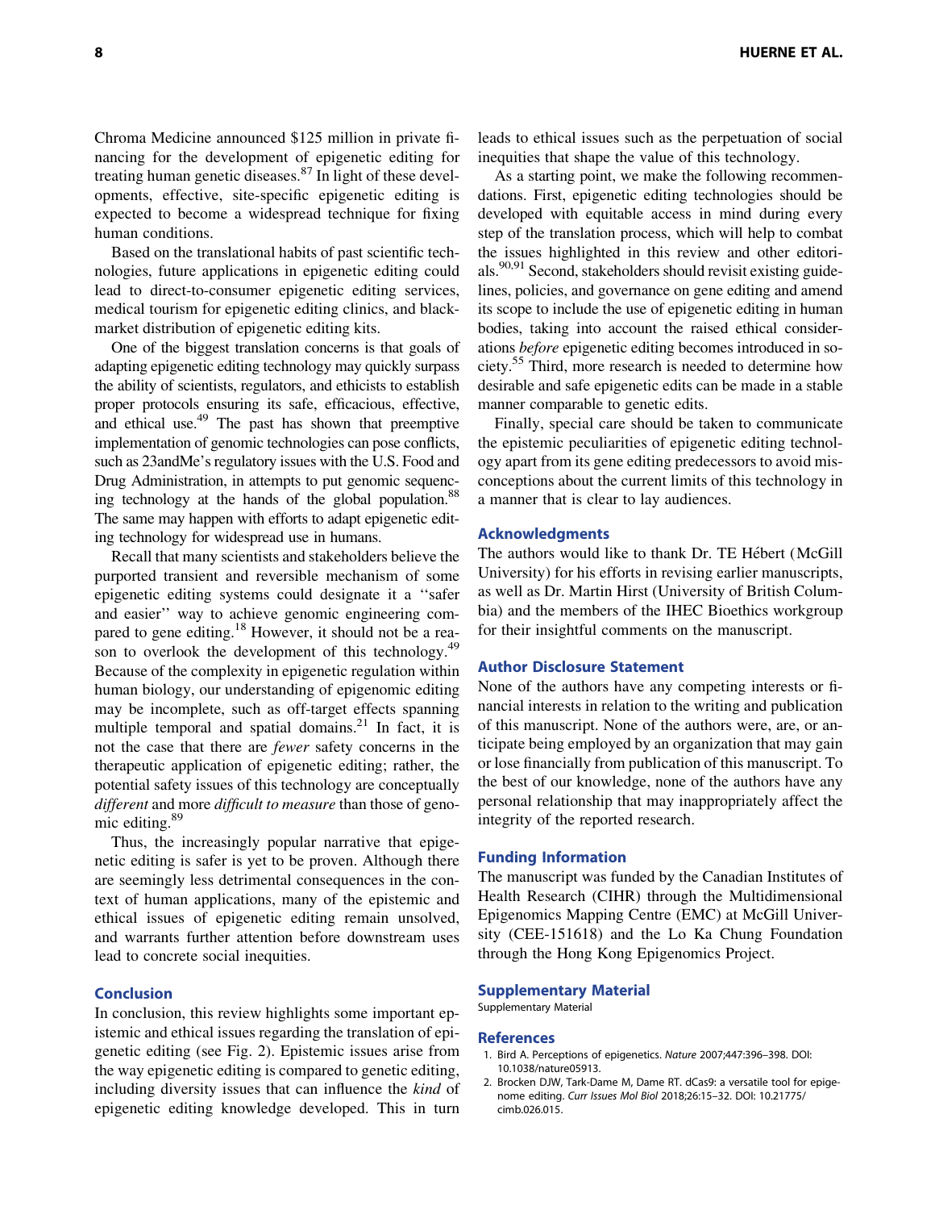Chroma Medicine announced $125 million in private financing for the development of epigenetic editing for treating human genetic diseases.[87] In light of these developments, effective, site-specific epigenetic editing is expected to become a widespread technique for fixing human conditions.

Based on the translational habits of past scientific technologies, future applications in epigenetic editing could lead to direct-to-consumer epigenetic editing services, medical tourism for epigenetic editing clinics, and black-market distribution of epigenetic editing kits.

One of the biggest translation concerns is that goals of adapting epigenetic editing technology may quickly surpass the ability of scientists, regulators, and ethicists to establish proper protocols ensuring its safe, efficacious, effective, and ethical use.[49] The past has shown that preemptive implementation of genomic technologies can pose conflicts, such as 23andMe's regulatory issues with the U.S. Food and Drug Administration, in attempts to put genomic sequencing technology at the hands of the global population.[88] The same may happen with efforts to adapt epigenetic editing technology for widespread use in humans.

Recall that many scientists and stakeholders believe the purported transient and reversible mechanism of some epigenetic editing systems could designate it a ''safer and easier'' way to achieve genomic engineering compared to gene editing.[18] However, it should not be a reason to overlook the development of this technology.[49] Because of the complexity in epigenetic regulation within human biology, our understanding of epigenomic editing may be incomplete, such as off-target effects spanning multiple temporal and spatial domains.[21] In fact, it is not the case that there are *fewer* safety concerns in the therapeutic application of epigenetic editing; rather, the potential safety issues of this technology are conceptually *different* and more *difficult to measure* than those of genomic editing.[89]

Thus, the increasingly popular narrative that epigenetic editing is safer is yet to be proven. Although there are seemingly less detrimental consequences in the context of human applications, many of the epistemic and ethical issues of epigenetic editing remain unsolved, and warrants further attention before downstream uses lead to concrete social inequities.

## Conclusion

In conclusion, this review highlights some important epistemic and ethical issues regarding the translation of epigenetic editing (see Fig. 2). Epistemic issues arise from the way epigenetic editing is compared to genetic editing, including diversity issues that can influence the *kind* of epigenetic editing knowledge developed. This in turn leads to ethical issues such as the perpetuation of social inequities that shape the value of this technology.

As a starting point, we make the following recommendations. First, epigenetic editing technologies should be developed with equitable access in mind during every step of the translation process, which will help to combat the issues highlighted in this review and other editorials.[90,91] Second, stakeholders should revisit existing guidelines, policies, and governance on gene editing and amend its scope to include the use of epigenetic editing in human bodies, taking into account the raised ethical considerations *before* epigenetic editing becomes introduced in society.[55] Third, more research is needed to determine how desirable and safe epigenetic edits can be made in a stable manner comparable to genetic edits.

Finally, special care should be taken to communicate the epistemic peculiarities of epigenetic editing technology apart from its gene editing predecessors to avoid misconceptions about the current limits of this technology in a manner that is clear to lay audiences.

## Acknowledgments

The authors would like to thank Dr. TE Hébert (McGill University) for his efforts in revising earlier manuscripts, as well as Dr. Martin Hirst (University of British Columbia) and the members of the IHEC Bioethics workgroup for their insightful comments on the manuscript.

## Author Disclosure Statement

None of the authors have any competing interests or financial interests in relation to the writing and publication of this manuscript. None of the authors were, are, or anticipate being employed by an organization that may gain or lose financially from publication of this manuscript. To the best of our knowledge, none of the authors have any personal relationship that may inappropriately affect the integrity of the reported research.

## Funding Information

The manuscript was funded by the Canadian Institutes of Health Research (CIHR) through the Multidimensional Epigenomics Mapping Centre (EMC) at McGill University (CEE-151618) and the Lo Ka Chung Foundation through the Hong Kong Epigenomics Project.

## Supplementary Material

Supplementary Material

## References

1. Bird A. Perceptions of epigenetics. *Nature* 2007;447:396–398. DOI: 10.1038/nature05913.
2. Brocken DJW, Tark-Dame M, Dame RT. dCas9: a versatile tool for epigenome editing. *Curr Issues Mol Biol* 2018;26:15–32. DOI: 10.21775/cimb.026.015.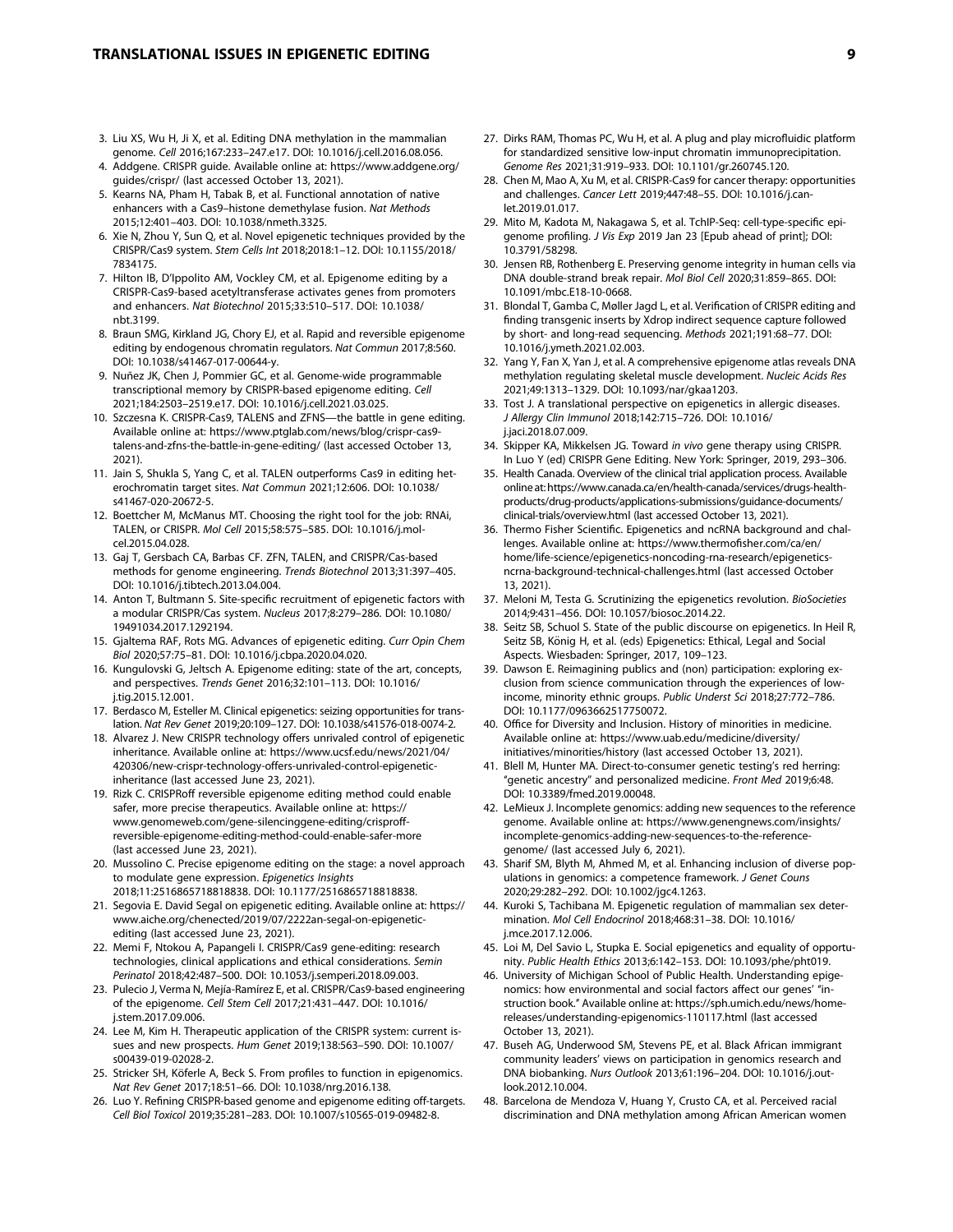3. Liu XS, Wu H, Ji X, et al. Editing DNA methylation in the mammalian genome. *Cell* 2016;167:233–247.e17. DOI: 10.1016/j.cell.2016.08.056.
4. Addgene. CRISPR guide. Available online at: https://www.addgene.org/guides/crispr/ (last accessed October 13, 2021).
5. Kearns NA, Pham H, Tabak B, et al. Functional annotation of native enhancers with a Cas9–histone demethylase fusion. *Nat Methods* 2015;12:401–403. DOI: 10.1038/nmeth.3325.
6. Xie N, Zhou Y, Sun Q, et al. Novel epigenetic techniques provided by the CRISPR/Cas9 system. *Stem Cells Int* 2018;2018:1–12. DOI: 10.1155/2018/7834175.
7. Hilton IB, D'Ippolito AM, Vockley CM, et al. Epigenome editing by a CRISPR-Cas9-based acetyltransferase activates genes from promoters and enhancers. *Nat Biotechnol* 2015;33:510–517. DOI: 10.1038/nbt.3199.
8. Braun SMG, Kirkland JG, Chory EJ, et al. Rapid and reversible epigenome editing by endogenous chromatin regulators. *Nat Commun* 2017;8:560. DOI: 10.1038/s41467-017-00644-y.
9. Nuñez JK, Chen J, Pommier GC, et al. Genome-wide programmable transcriptional memory by CRISPR-based epigenome editing. *Cell* 2021;184:2503–2519.e17. DOI: 10.1016/j.cell.2021.03.025.
10. Szczesna K. CRISPR-Cas9, TALENS and ZFNS—the battle in gene editing. Available online at: https://www.ptglab.com/news/blog/crispr-cas9-talens-and-zfns-the-battle-in-gene-editing/ (last accessed October 13, 2021).
11. Jain S, Shukla S, Yang C, et al. TALEN outperforms Cas9 in editing heterochromatin target sites. *Nat Commun* 2021;12:606. DOI: 10.1038/s41467-020-20672-5.
12. Boettcher M, McManus MT. Choosing the right tool for the job: RNAi, TALEN, or CRISPR. *Mol Cell* 2015;58:575–585. DOI: 10.1016/j.molcel.2015.04.028.
13. Gaj T, Gersbach CA, Barbas CF. ZFN, TALEN, and CRISPR/Cas-based methods for genome engineering. *Trends Biotechnol* 2013;31:397–405. DOI: 10.1016/j.tibtech.2013.04.004.
14. Anton T, Bultmann S. Site-specific recruitment of epigenetic factors with a modular CRISPR/Cas system. *Nucleus* 2017;8:279–286. DOI: 10.1080/19491034.2017.1292194.
15. Gjaltema RAF, Rots MG. Advances of epigenetic editing. *Curr Opin Chem Biol* 2020;57:75–81. DOI: 10.1016/j.cbpa.2020.04.020.
16. Kungulovski G, Jeltsch A. Epigenome editing: state of the art, concepts, and perspectives. *Trends Genet* 2016;32:101–113. DOI: 10.1016/j.tig.2015.12.001.
17. Berdasco M, Esteller M. Clinical epigenetics: seizing opportunities for translation. *Nat Rev Genet* 2019;20:109–127. DOI: 10.1038/s41576-018-0074-2.
18. Alvarez J. New CRISPR technology offers unrivaled control of epigenetic inheritance. Available online at: https://www.ucsf.edu/news/2021/04/420306/new-crispr-technology-offers-unrivaled-control-epigenetic-inheritance (last accessed June 23, 2021).
19. Rizk C. CRISPRoff reversible epigenome editing method could enable safer, more precise therapeutics. Available online at: https://www.genomeweb.com/gene-silencinggene-editing/crisproff-reversible-epigenome-editing-method-could-enable-safer-more (last accessed June 23, 2021).
20. Mussolino C. Precise epigenome editing on the stage: a novel approach to modulate gene expression. *Epigenetics Insights* 2018;11:2516865718818838. DOI: 10.1177/2516865718818838.
21. Segovia E. David Segal on epigenetic editing. Available online at: https://www.aiche.org/chenected/2019/07/2222an-segal-on-epigenetic-editing (last accessed June 23, 2021).
22. Memi F, Ntokou A, Papangeli I. CRISPR/Cas9 gene-editing: research technologies, clinical applications and ethical considerations. *Semin Perinatol* 2018;42:487–500. DOI: 10.1053/j.semperi.2018.09.003.
23. Pulecio J, Verma N, Mejía-Ramírez E, et al. CRISPR/Cas9-based engineering of the epigenome. *Cell Stem Cell* 2017;21:431–447. DOI: 10.1016/j.stem.2017.09.006.
24. Lee M, Kim H. Therapeutic application of the CRISPR system: current issues and new prospects. *Hum Genet* 2019;138:563–590. DOI: 10.1007/s00439-019-02028-2.
25. Stricker SH, Köferle A, Beck S. From profiles to function in epigenomics. *Nat Rev Genet* 2017;18:51–66. DOI: 10.1038/nrg.2016.138.
26. Luo Y. Refining CRISPR-based genome and epigenome editing off-targets. *Cell Biol Toxicol* 2019;35:281–283. DOI: 10.1007/s10565-019-09482-8.
27. Dirks RAM, Thomas PC, Wu H, et al. A plug and play microfluidic platform for standardized sensitive low-input chromatin immunoprecipitation. *Genome Res* 2021;31:919–933. DOI: 10.1101/gr.260745.120.
28. Chen M, Mao A, Xu M, et al. CRISPR-Cas9 for cancer therapy: opportunities and challenges. *Cancer Lett* 2019;447:48–55. DOI: 10.1016/j.canlet.2019.01.017.
29. Mito M, Kadota M, Nakagawa S, et al. TchIP-Seq: cell-type-specific epigenome profiling. *J Vis Exp* 2019 Jan 23 [Epub ahead of print]; DOI: 10.3791/58298.
30. Jensen RB, Rothenberg E. Preserving genome integrity in human cells via DNA double-strand break repair. *Mol Biol Cell* 2020;31:859–865. DOI: 10.1091/mbc.E18-10-0668.
31. Blondal T, Gamba C, Møller Jagd L, et al. Verification of CRISPR editing and finding transgenic inserts by Xdrop indirect sequence capture followed by short- and long-read sequencing. *Methods* 2021;191:68–77. DOI: 10.1016/j.ymeth.2021.02.003.
32. Yang Y, Fan X, Yan J, et al. A comprehensive epigenome atlas reveals DNA methylation regulating skeletal muscle development. *Nucleic Acids Res* 2021;49:1313–1329. DOI: 10.1093/nar/gkaa1203.
33. Tost J. A translational perspective on epigenetics in allergic diseases. *J Allergy Clin Immunol* 2018;142:715–726. DOI: 10.1016/j.jaci.2018.07.009.
34. Skipper KA, Mikkelsen JG. Toward *in vivo* gene therapy using CRISPR. In Luo Y (ed) CRISPR Gene Editing. New York: Springer, 2019, 293–306.
35. Health Canada. Overview of the clinical trial application process. Available online at: https://www.canada.ca/en/health-canada/services/drugs-health-products/drug-products/applications-submissions/guidance-documents/clinical-trials/overview.html (last accessed October 13, 2021).
36. Thermo Fisher Scientific. Epigenetics and ncRNA background and challenges. Available online at: https://www.thermofisher.com/ca/en/home/life-science/epigenetics-noncoding-rna-research/epigenetics-ncrna-background-technical-challenges.html (last accessed October 13, 2021).
37. Meloni M, Testa G. Scrutinizing the epigenetics revolution. *BioSocieties* 2014;9:431–456. DOI: 10.1057/biosoc.2014.22.
38. Seitz SB, Schuol S. State of the public discourse on epigenetics. In Heil R, Seitz SB, König H, et al. (eds) Epigenetics: Ethical, Legal and Social Aspects. Wiesbaden: Springer, 2017, 109–123.
39. Dawson E. Reimagining publics and (non) participation: exploring exclusion from science communication through the experiences of low-income, minority ethnic groups. *Public Underst Sci* 2018;27:772–786. DOI: 10.1177/0963662517750072.
40. Office for Diversity and Inclusion. History of minorities in medicine. Available online at: https://www.uab.edu/medicine/diversity/initiatives/minorities/history (last accessed October 13, 2021).
41. Blell M, Hunter MA. Direct-to-consumer genetic testing's red herring: "genetic ancestry" and personalized medicine. *Front Med* 2019;6:48. DOI: 10.3389/fmed.2019.00048.
42. LeMieux J. Incomplete genomics: adding new sequences to the reference genome. Available online at: https://www.genengnews.com/insights/incomplete-genomics-adding-new-sequences-to-the-reference-genome/ (last accessed July 6, 2021).
43. Sharif SM, Blyth M, Ahmed M, et al. Enhancing inclusion of diverse populations in genomics: a competence framework. *J Genet Couns* 2020;29:282–292. DOI: 10.1002/jgc4.1263.
44. Kuroki S, Tachibana M. Epigenetic regulation of mammalian sex determination. *Mol Cell Endocrinol* 2018;468:31–38. DOI: 10.1016/j.mce.2017.12.006.
45. Loi M, Del Savio L, Stupka E. Social epigenetics and equality of opportunity. *Public Health Ethics* 2013;6:142–153. DOI: 10.1093/phe/pht019.
46. University of Michigan School of Public Health. Understanding epigenomics: how environmental and social factors affect our genes' "instruction book." Available online at: https://sph.umich.edu/news/home-releases/understanding-epigenomics-110117.html (last accessed October 13, 2021).
47. Buseh AG, Underwood SM, Stevens PE, et al. Black African immigrant community leaders' views on participation in genomics research and DNA biobanking. *Nurs Outlook* 2013;61:196–204. DOI: 10.1016/j.outlook.2012.10.004.
48. Barcelona de Mendoza V, Huang Y, Crusto CA, et al. Perceived racial discrimination and DNA methylation among African American women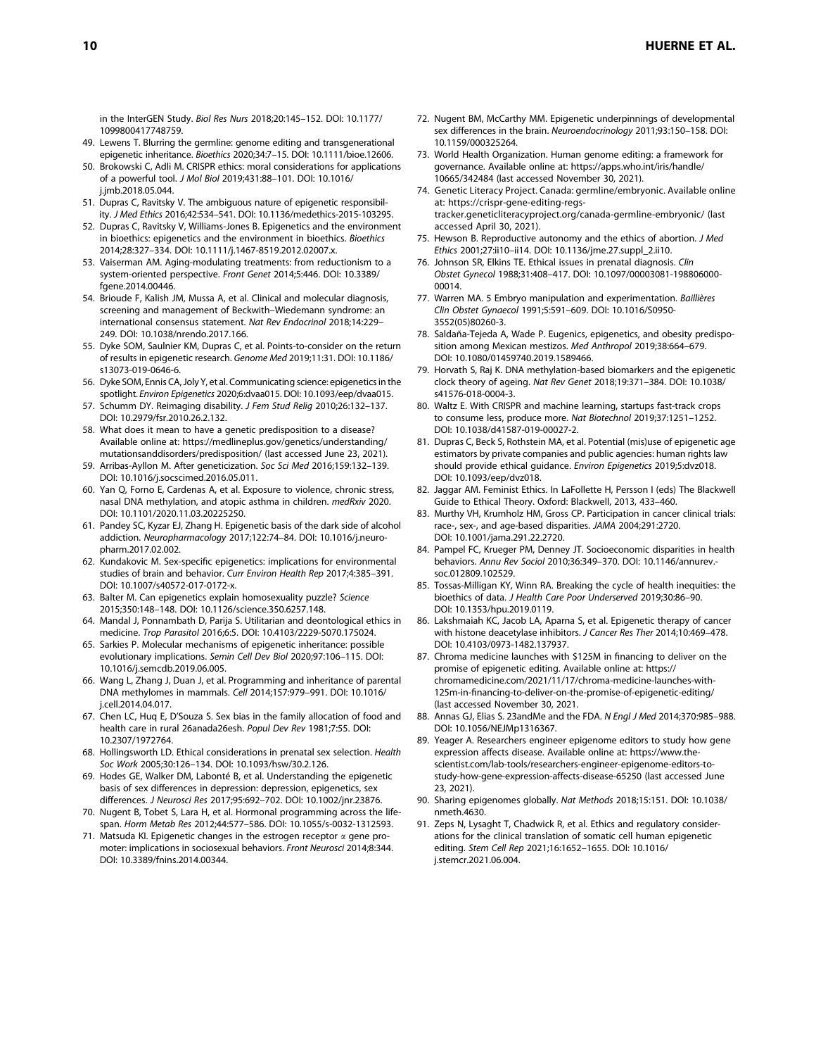in the InterGEN Study. *Biol Res Nurs* 2018;20:145–152. DOI: 10.1177/1099800417748759.

49. Lewens T. Blurring the germline: genome editing and transgenerational epigenetic inheritance. *Bioethics* 2020;34:7–15. DOI: 10.1111/bioe.12606.
50. Brokowski C, Adli M. CRISPR ethics: moral considerations for applications of a powerful tool. *J Mol Biol* 2019;431:88–101. DOI: 10.1016/j.jmb.2018.05.044.
51. Dupras C, Ravitsky V. The ambiguous nature of epigenetic responsibility. *J Med Ethics* 2016;42:534–541. DOI: 10.1136/medethics-2015-103295.
52. Dupras C, Ravitsky V, Williams-Jones B. Epigenetics and the environment in bioethics: epigenetics and the environment in bioethics. *Bioethics* 2014;28:327–334. DOI: 10.1111/j.1467-8519.2012.02007.x.
53. Vaiserman AM. Aging-modulating treatments: from reductionism to a system-oriented perspective. *Front Genet* 2014;5:446. DOI: 10.3389/fgene.2014.00446.
54. Brioude F, Kalish JM, Mussa A, et al. Clinical and molecular diagnosis, screening and management of Beckwith–Wiedemann syndrome: an international consensus statement. *Nat Rev Endocrinol* 2018;14:229–249. DOI: 10.1038/nrendo.2017.166.
55. Dyke SOM, Saulnier KM, Dupras C, et al. Points-to-consider on the return of results in epigenetic research. *Genome Med* 2019;11:31. DOI: 10.1186/s13073-019-0646-6.
56. Dyke SOM, Ennis CA, Joly Y, et al. Communicating science: epigenetics in the spotlight. *Environ Epigenetics* 2020;6:dvaa015. DOI: 10.1093/eep/dvaa015.
57. Schumm DY. Reimaging disability. *J Fem Stud Relig* 2010;26:132–137. DOI: 10.2979/fsr.2010.26.2.132.
58. What does it mean to have a genetic predisposition to a disease? Available online at: https://medlineplus.gov/genetics/understanding/mutationsanddisorders/predisposition/ (last accessed June 23, 2021).
59. Arribas-Ayllon M. After geneticization. *Soc Sci Med* 2016;159:132–139. DOI: 10.1016/j.socscimed.2016.05.011.
60. Yan Q, Forno E, Cardenas A, et al. Exposure to violence, chronic stress, nasal DNA methylation, and atopic asthma in children. *medRxiv* 2020. DOI: 10.1101/2020.11.03.20225250.
61. Pandey SC, Kyzar EJ, Zhang H. Epigenetic basis of the dark side of alcohol addiction. *Neuropharmacology* 2017;122:74–84. DOI: 10.1016/j.neuropharm.2017.02.002.
62. Kundakovic M. Sex-specific epigenetics: implications for environmental studies of brain and behavior. *Curr Environ Health Rep* 2017;4:385–391. DOI: 10.1007/s40572-017-0172-x.
63. Balter M. Can epigenetics explain homosexuality puzzle? *Science* 2015;350:148–148. DOI: 10.1126/science.350.6257.148.
64. Mandal J, Ponnambath D, Parija S. Utilitarian and deontological ethics in medicine. *Trop Parasitol* 2016;6:5. DOI: 10.4103/2229-5070.175024.
65. Sarkies P. Molecular mechanisms of epigenetic inheritance: possible evolutionary implications. *Semin Cell Dev Biol* 2020;97:106–115. DOI: 10.1016/j.semcdb.2019.06.005.
66. Wang L, Zhang J, Duan J, et al. Programming and inheritance of parental DNA methylomes in mammals. *Cell* 2014;157:979–991. DOI: 10.1016/j.cell.2014.04.017.
67. Chen LC, Huq E, D'Souza S. Sex bias in the family allocation of food and health care in rural 26anada26esh. *Popul Dev Rev* 1981;7:55. DOI: 10.2307/1972764.
68. Hollingsworth LD. Ethical considerations in prenatal sex selection. *Health Soc Work* 2005;30:126–134. DOI: 10.1093/hsw/30.2.126.
69. Hodes GE, Walker DM, Labonté B, et al. Understanding the epigenetic basis of sex differences in depression: depression, epigenetics, sex differences. *J Neurosci Res* 2017;95:692–702. DOI: 10.1002/jnr.23876.
70. Nugent B, Tobet S, Lara H, et al. Hormonal programming across the lifespan. *Horm Metab Res* 2012;44:577–586. DOI: 10.1055/s-0032-1312593.
71. Matsuda KI. Epigenetic changes in the estrogen receptor $\alpha$ gene promoter: implications in sociosexual behaviors. *Front Neurosci* 2014;8:344. DOI: 10.3389/fnins.2014.00344.
72. Nugent BM, McCarthy MM. Epigenetic underpinnings of developmental sex differences in the brain. *Neuroendocrinology* 2011;93:150–158. DOI: 10.1159/000325264.
73. World Health Organization. Human genome editing: a framework for governance. Available online at: https://apps.who.int/iris/handle/10665/342484 (last accessed November 30, 2021).
74. Genetic Literacy Project. Canada: germline/embryonic. Available online at: https://crispr-gene-editing-regs-tracker.geneticliteracyproject.org/canada-germline-embryonic/ (last accessed April 30, 2021).
75. Hewson B. Reproductive autonomy and the ethics of abortion. *J Med Ethics* 2001;27:ii10–ii14. DOI: 10.1136/jme.27.suppl_2.ii10.
76. Johnson SR, Elkins TE. Ethical issues in prenatal diagnosis. *Clin Obstet Gynecol* 1988;31:408–417. DOI: 10.1097/00003081-198806000-00014.
77. Warren MA. 5 Embryo manipulation and experimentation. *Baillières Clin Obstet Gynaecol* 1991;5:591–609. DOI: 10.1016/S0950-3552(05)80260-3.
78. Saldaña-Tejeda A, Wade P. Eugenics, epigenetics, and obesity predisposition among Mexican mestizos. *Med Anthropol* 2019;38:664–679. DOI: 10.1080/01459740.2019.1589466.
79. Horvath S, Raj K. DNA methylation-based biomarkers and the epigenetic clock theory of ageing. *Nat Rev Genet* 2018;19:371–384. DOI: 10.1038/s41576-018-0004-3.
80. Waltz E. With CRISPR and machine learning, startups fast-track crops to consume less, produce more. *Nat Biotechnol* 2019;37:1251–1252. DOI: 10.1038/d41587-019-00027-2.
81. Dupras C, Beck S, Rothstein MA, et al. Potential (mis)use of epigenetic age estimators by private companies and public agencies: human rights law should provide ethical guidance. *Environ Epigenetics* 2019;5:dvz018. DOI: 10.1093/eep/dvz018.
82. Jaggar AM. Feminist Ethics. In LaFollette H, Persson I (eds) The Blackwell Guide to Ethical Theory. Oxford: Blackwell, 2013, 433–460.
83. Murthy VH, Krumholz HM, Gross CP. Participation in cancer clinical trials: race-, sex-, and age-based disparities. *JAMA* 2004;291:2720. DOI: 10.1001/jama.291.22.2720.
84. Pampel FC, Krueger PM, Denney JT. Socioeconomic disparities in health behaviors. *Annu Rev Sociol* 2010;36:349–370. DOI: 10.1146/annurev.-soc.012809.102529.
85. Tossas-Milligan KY, Winn RA. Breaking the cycle of health inequities: the bioethics of data. *J Health Care Poor Underserved* 2019;30:86–90. DOI: 10.1353/hpu.2019.0119.
86. Lakshmaiah KC, Jacob LA, Aparna S, et al. Epigenetic therapy of cancer with histone deacetylase inhibitors. *J Cancer Res Ther* 2014;10:469–478. DOI: 10.4103/0973-1482.137937.
87. Chroma medicine launches with $125M in financing to deliver on the promise of epigenetic editing. Available online at: https://chromamedicine.com/2021/11/17/chroma-medicine-launches-with-125m-in-financing-to-deliver-on-the-promise-of-epigenetic-editing/ (last accessed November 30, 2021.
88. Annas GJ, Elias S. 23andMe and the FDA. *N Engl J Med* 2014;370:985–988. DOI: 10.1056/NEJMp1316367.
89. Yeager A. Researchers engineer epigenome editors to study how gene expression affects disease. Available online at: https://www.the-scientist.com/lab-tools/researchers-engineer-epigenome-editors-to-study-how-gene-expression-affects-disease-65250 (last accessed June 23, 2021).
90. Sharing epigenomes globally. *Nat Methods* 2018;15:151. DOI: 10.1038/nmeth.4630.
91. Zeps N, Lysaght T, Chadwick R, et al. Ethics and regulatory considerations for the clinical translation of somatic cell human epigenetic editing. *Stem Cell Rep* 2021;16:1652–1655. DOI: 10.1016/j.stemcr.2021.06.004.